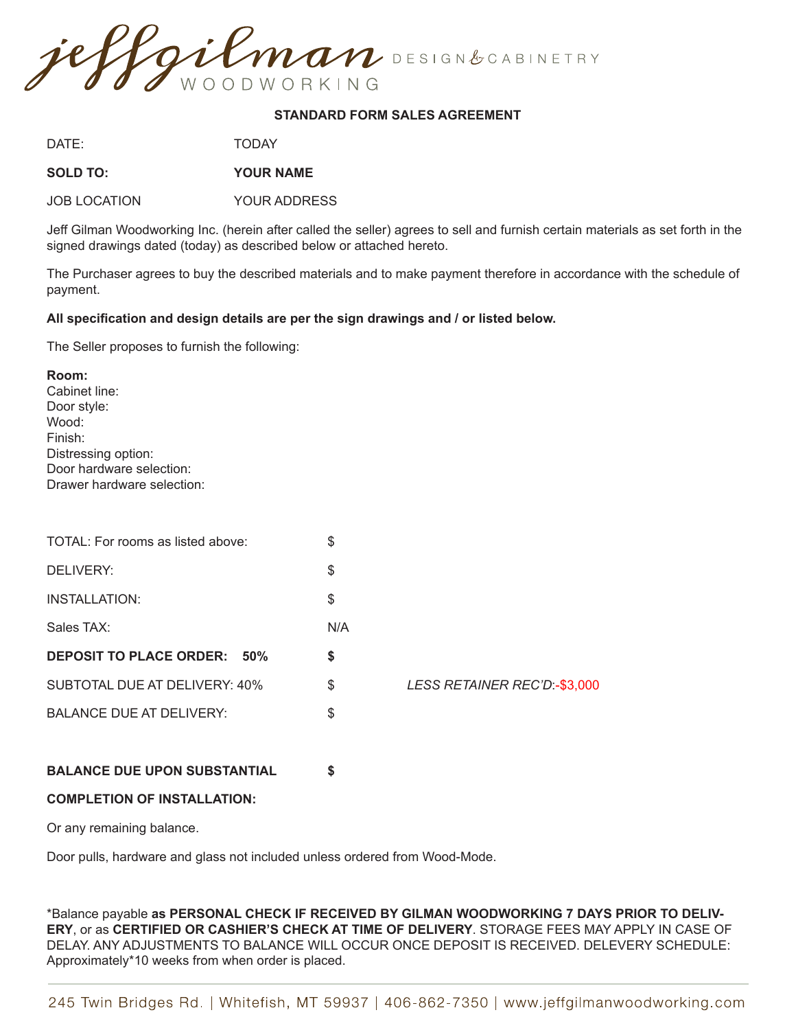jeffgilman WOODWORKING DESIGN & CABINETRY

**STANDARD FORM SALES AGREEMENT**

DATE: TODAY

**SOLD TO: YOUR NAME**

JOB LOCATION YOUR ADDRESS

Jeff Gilman Woodworking Inc. (herein after called the seller) agrees to sell and furnish certain materials as set forth in the signed drawings dated (today) as described below or attached hereto.

The Purchaser agrees to buy the described materials and to make payment therefore in accordance with the schedule of payment.

**All specification and design details are per the sign drawings and / or listed below.**

The Seller proposes to furnish the following:

**Room:**
Cabinet line:
Door style:
Wood:
Finish:
Distressing option:
Door hardware selection:
Drawer hardware selection:

| | | |
|---|---|---|
| TOTAL: For rooms as listed above: | $ | |
| DELIVERY: | $ | |
| INSTALLATION: | $ | |
| Sales TAX: | N/A | |
| **DEPOSIT TO PLACE ORDER: 50%** | **$** | |
| SUBTOTAL DUE AT DELIVERY: 40% | $ | *LESS RETAINER REC'D*:-$3,000 |
| BALANCE DUE AT DELIVERY: | $ | |
| **BALANCE DUE UPON SUBSTANTIAL COMPLETION OF INSTALLATION:** | **$** | |

Or any remaining balance.

Door pulls, hardware and glass not included unless ordered from Wood-Mode.

*Balance payable **as PERSONAL CHECK IF RECEIVED BY GILMAN WOODWORKING 7 DAYS PRIOR TO DELIVERY**, or as **CERTIFIED OR CASHIER'S CHECK AT TIME OF DELIVERY**. STORAGE FEES MAY APPLY IN CASE OF DELAY. ANY ADJUSTMENTS TO BALANCE WILL OCCUR ONCE DEPOSIT IS RECEIVED. DELEVERY SCHEDULE: Approximately*10 weeks from when order is placed.

245 Twin Bridges Rd. | Whitefish, MT 59937 | 406-862-7350 | www.jeffgilmanwoodworking.com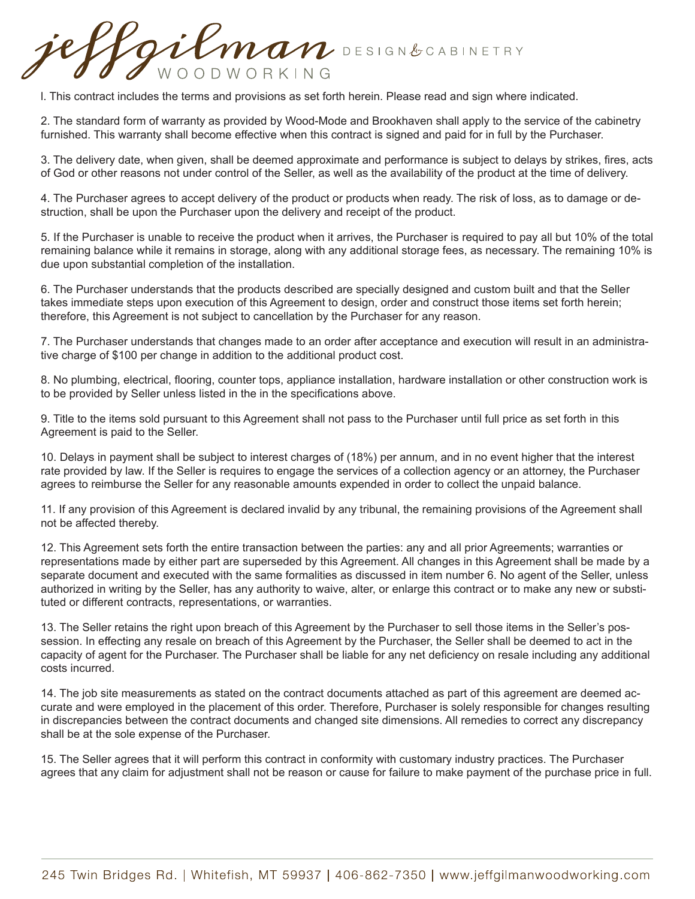l. This contract includes the terms and provisions as set forth herein. Please read and sign where indicated.

2. The standard form of warranty as provided by Wood-Mode and Brookhaven shall apply to the service of the cabinetry furnished. This warranty shall become effective when this contract is signed and paid for in full by the Purchaser.

3. The delivery date, when given, shall be deemed approximate and performance is subject to delays by strikes, fires, acts of God or other reasons not under control of the Seller, as well as the availability of the product at the time of delivery.

4. The Purchaser agrees to accept delivery of the product or products when ready. The risk of loss, as to damage or destruction, shall be upon the Purchaser upon the delivery and receipt of the product.

5. If the Purchaser is unable to receive the product when it arrives, the Purchaser is required to pay all but 10% of the total remaining balance while it remains in storage, along with any additional storage fees, as necessary. The remaining 10% is due upon substantial completion of the installation.

6. The Purchaser understands that the products described are specially designed and custom built and that the Seller takes immediate steps upon execution of this Agreement to design, order and construct those items set forth herein; therefore, this Agreement is not subject to cancellation by the Purchaser for any reason.

7. The Purchaser understands that changes made to an order after acceptance and execution will result in an administrative charge of $100 per change in addition to the additional product cost.

8. No plumbing, electrical, flooring, counter tops, appliance installation, hardware installation or other construction work is to be provided by Seller unless listed in the in the specifications above.

9. Title to the items sold pursuant to this Agreement shall not pass to the Purchaser until full price as set forth in this Agreement is paid to the Seller.

10. Delays in payment shall be subject to interest charges of (18%) per annum, and in no event higher that the interest rate provided by law. If the Seller is requires to engage the services of a collection agency or an attorney, the Purchaser agrees to reimburse the Seller for any reasonable amounts expended in order to collect the unpaid balance.

11. If any provision of this Agreement is declared invalid by any tribunal, the remaining provisions of the Agreement shall not be affected thereby.

12. This Agreement sets forth the entire transaction between the parties: any and all prior Agreements; warranties or representations made by either part are superseded by this Agreement. All changes in this Agreement shall be made by a separate document and executed with the same formalities as discussed in item number 6. No agent of the Seller, unless authorized in writing by the Seller, has any authority to waive, alter, or enlarge this contract or to make any new or substituted or different contracts, representations, or warranties.

13. The Seller retains the right upon breach of this Agreement by the Purchaser to sell those items in the Seller's possession. In effecting any resale on breach of this Agreement by the Purchaser, the Seller shall be deemed to act in the capacity of agent for the Purchaser. The Purchaser shall be liable for any net deficiency on resale including any additional costs incurred.

14. The job site measurements as stated on the contract documents attached as part of this agreement are deemed accurate and were employed in the placement of this order. Therefore, Purchaser is solely responsible for changes resulting in discrepancies between the contract documents and changed site dimensions. All remedies to correct any discrepancy shall be at the sole expense of the Purchaser.

15. The Seller agrees that it will perform this contract in conformity with customary industry practices. The Purchaser agrees that any claim for adjustment shall not be reason or cause for failure to make payment of the purchase price in full.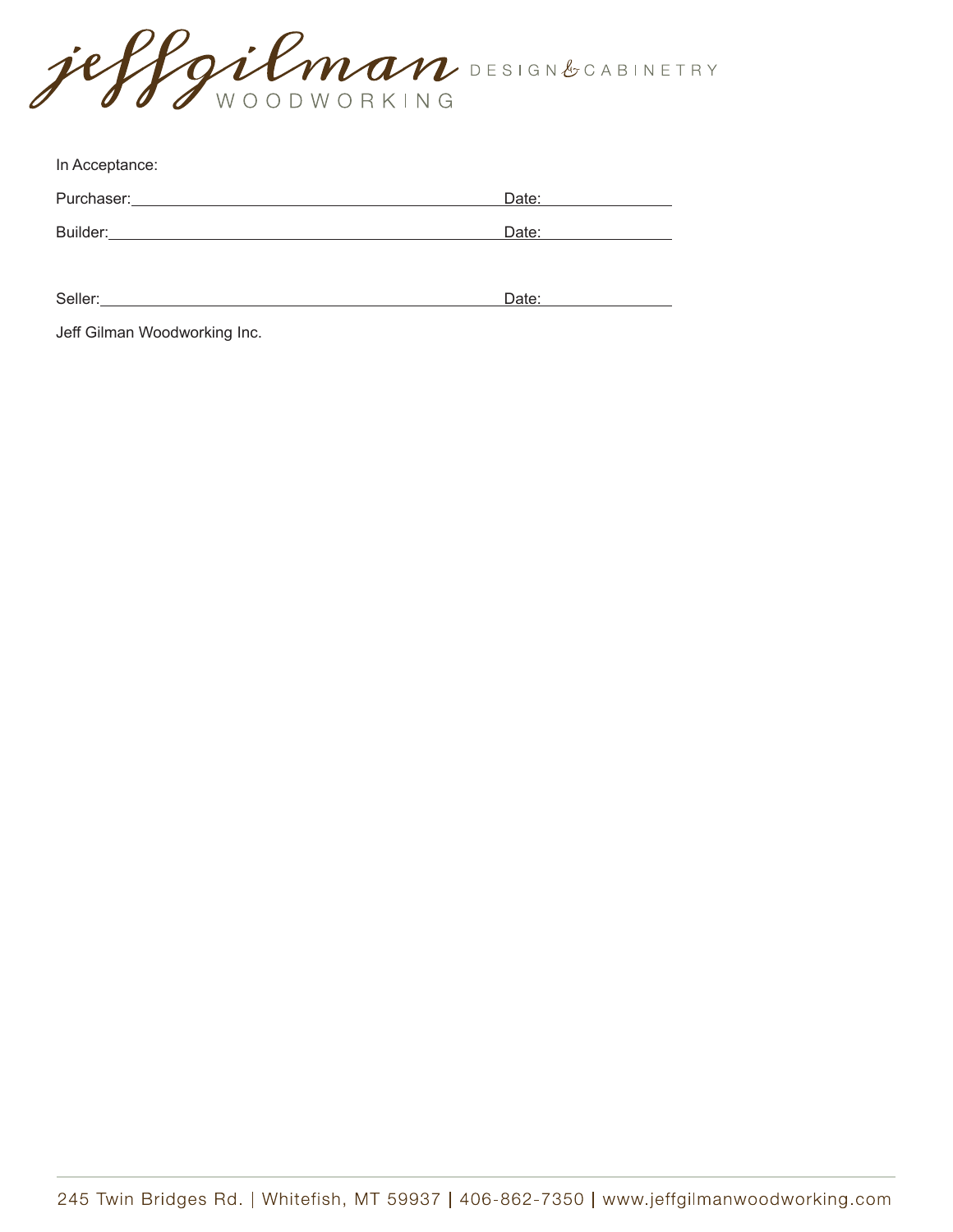jeffgilman WOODWORKING DESIGN & CABINETRY

In Acceptance:

Purchaser:_____________________________________________ Date:_______________

Builder:_______________________________________________ Date:_______________

Seller:________________________________________________ Date:_______________

Jeff Gilman Woodworking Inc.

245 Twin Bridges Rd. | Whitefish, MT 59937 | 406-862-7350 | www.jeffgilmanwoodworking.com